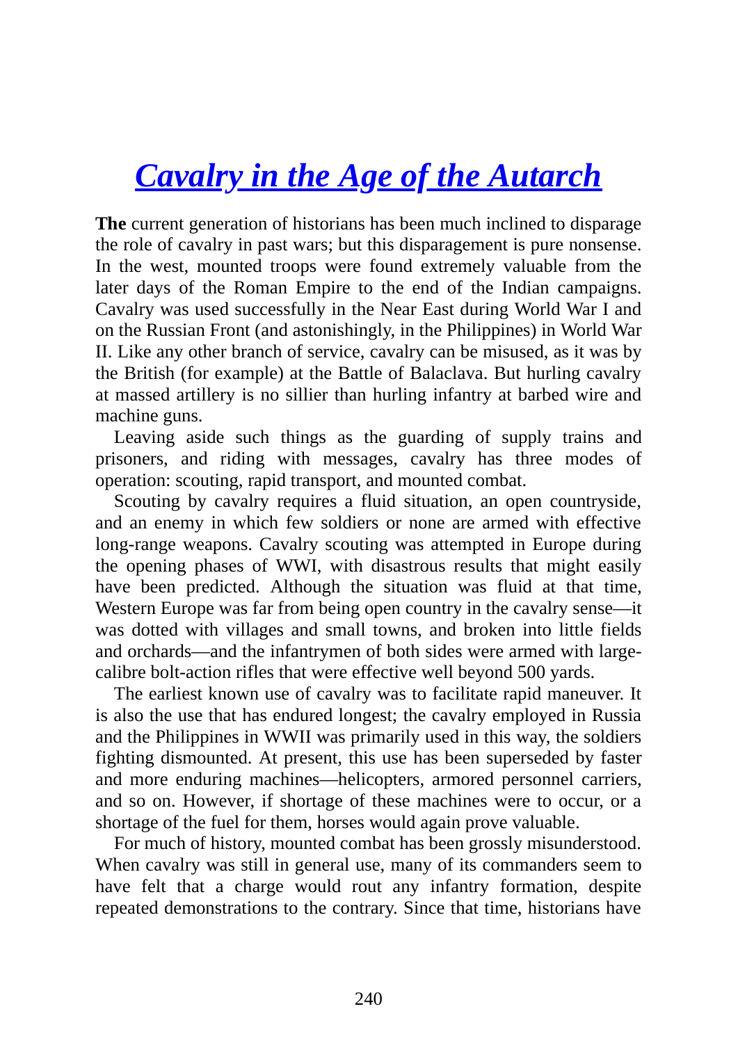# *Cavalry in the Age of the Autarch*

**The** current generation of historians has been much inclined to disparage the role of cavalry in past wars; but this disparagement is pure nonsense. In the west, mounted troops were found extremely valuable from the later days of the Roman Empire to the end of the Indian campaigns. Cavalry was used successfully in the Near East during World War I and on the Russian Front (and astonishingly, in the Philippines) in World War II. Like any other branch of service, cavalry can be misused, as it was by the British (for example) at the Battle of Balaclava. But hurling cavalry at massed artillery is no sillier than hurling infantry at barbed wire and machine guns.

Leaving aside such things as the guarding of supply trains and prisoners, and riding with messages, cavalry has three modes of operation: scouting, rapid transport, and mounted combat.

Scouting by cavalry requires a fluid situation, an open countryside, and an enemy in which few soldiers or none are armed with effective long-range weapons. Cavalry scouting was attempted in Europe during the opening phases of WWI, with disastrous results that might easily have been predicted. Although the situation was fluid at that time, Western Europe was far from being open country in the cavalry sense—it was dotted with villages and small towns, and broken into little fields and orchards—and the infantrymen of both sides were armed with large-calibre bolt-action rifles that were effective well beyond 500 yards.

The earliest known use of cavalry was to facilitate rapid maneuver. It is also the use that has endured longest; the cavalry employed in Russia and the Philippines in WWII was primarily used in this way, the soldiers fighting dismounted. At present, this use has been superseded by faster and more enduring machines—helicopters, armored personnel carriers, and so on. However, if shortage of these machines were to occur, or a shortage of the fuel for them, horses would again prove valuable.

For much of history, mounted combat has been grossly misunderstood. When cavalry was still in general use, many of its commanders seem to have felt that a charge would rout any infantry formation, despite repeated demonstrations to the contrary. Since that time, historians have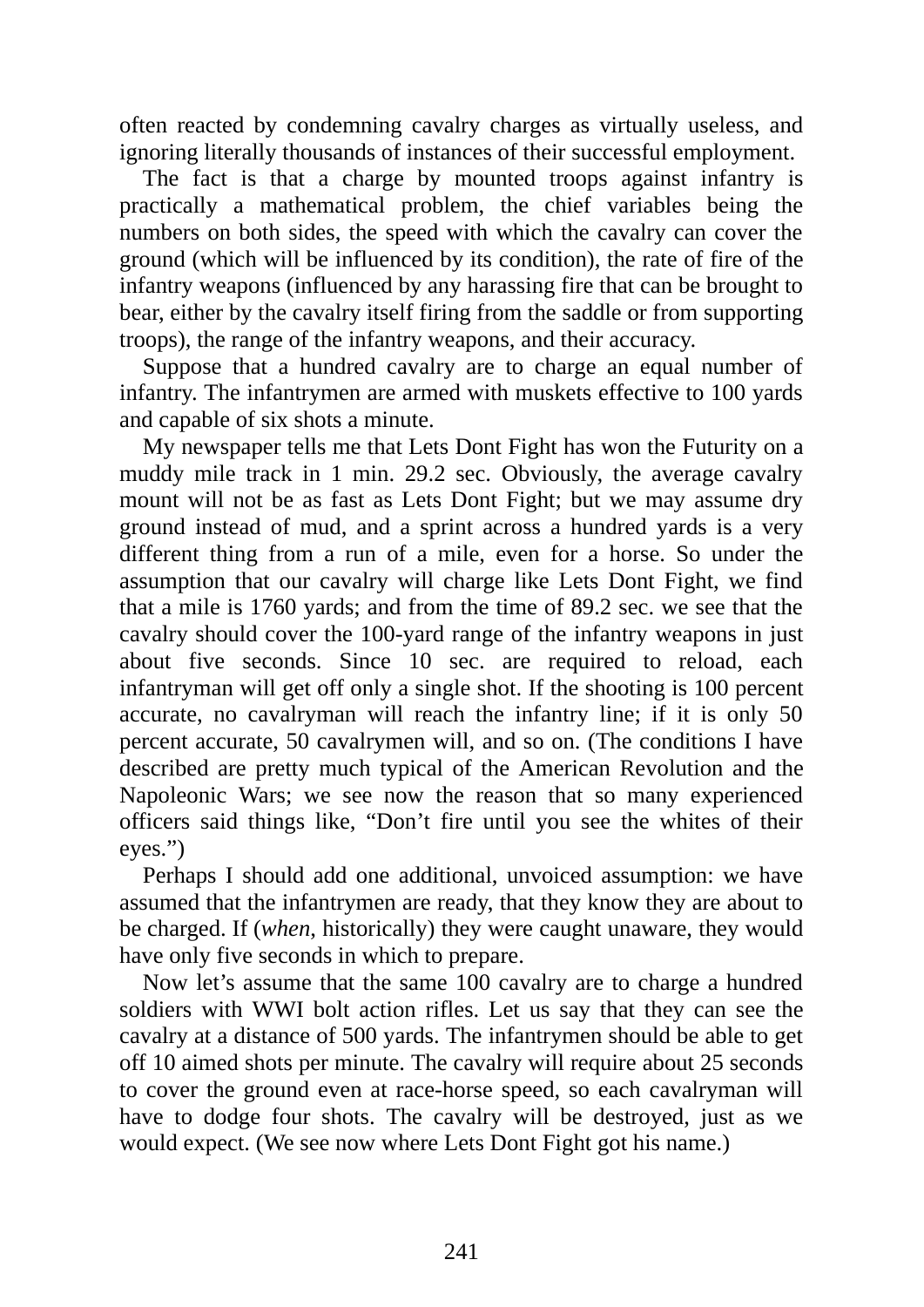often reacted by condemning cavalry charges as virtually useless, and ignoring literally thousands of instances of their successful employment.

The fact is that a charge by mounted troops against infantry is practically a mathematical problem, the chief variables being the numbers on both sides, the speed with which the cavalry can cover the ground (which will be influenced by its condition), the rate of fire of the infantry weapons (influenced by any harassing fire that can be brought to bear, either by the cavalry itself firing from the saddle or from supporting troops), the range of the infantry weapons, and their accuracy.

Suppose that a hundred cavalry are to charge an equal number of infantry. The infantrymen are armed with muskets effective to 100 yards and capable of six shots a minute.

My newspaper tells me that Lets Dont Fight has won the Futurity on a muddy mile track in 1 min. 29.2 sec. Obviously, the average cavalry mount will not be as fast as Lets Dont Fight; but we may assume dry ground instead of mud, and a sprint across a hundred yards is a very different thing from a run of a mile, even for a horse. So under the assumption that our cavalry will charge like Lets Dont Fight, we find that a mile is 1760 yards; and from the time of 89.2 sec. we see that the cavalry should cover the 100-yard range of the infantry weapons in just about five seconds. Since 10 sec. are required to reload, each infantryman will get off only a single shot. If the shooting is 100 percent accurate, no cavalryman will reach the infantry line; if it is only 50 percent accurate, 50 cavalrymen will, and so on. (The conditions I have described are pretty much typical of the American Revolution and the Napoleonic Wars; we see now the reason that so many experienced officers said things like, “Don’t fire until you see the whites of their eyes.”)

Perhaps I should add one additional, unvoiced assumption: we have assumed that the infantrymen are ready, that they know they are about to be charged. If (*when*, historically) they were caught unaware, they would have only five seconds in which to prepare.

Now let’s assume that the same 100 cavalry are to charge a hundred soldiers with WWI bolt action rifles. Let us say that they can see the cavalry at a distance of 500 yards. The infantrymen should be able to get off 10 aimed shots per minute. The cavalry will require about 25 seconds to cover the ground even at race-horse speed, so each cavalryman will have to dodge four shots. The cavalry will be destroyed, just as we would expect. (We see now where Lets Dont Fight got his name.)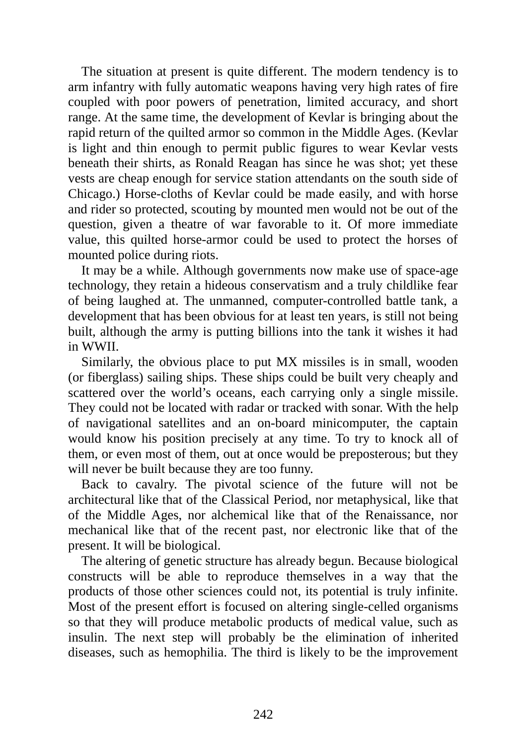The situation at present is quite different. The modern tendency is to arm infantry with fully automatic weapons having very high rates of fire coupled with poor powers of penetration, limited accuracy, and short range. At the same time, the development of Kevlar is bringing about the rapid return of the quilted armor so common in the Middle Ages. (Kevlar is light and thin enough to permit public figures to wear Kevlar vests beneath their shirts, as Ronald Reagan has since he was shot; yet these vests are cheap enough for service station attendants on the south side of Chicago.) Horse-cloths of Kevlar could be made easily, and with horse and rider so protected, scouting by mounted men would not be out of the question, given a theatre of war favorable to it. Of more immediate value, this quilted horse-armor could be used to protect the horses of mounted police during riots.

It may be a while. Although governments now make use of space-age technology, they retain a hideous conservatism and a truly childlike fear of being laughed at. The unmanned, computer-controlled battle tank, a development that has been obvious for at least ten years, is still not being built, although the army is putting billions into the tank it wishes it had in WWII.

Similarly, the obvious place to put MX missiles is in small, wooden (or fiberglass) sailing ships. These ships could be built very cheaply and scattered over the world's oceans, each carrying only a single missile. They could not be located with radar or tracked with sonar. With the help of navigational satellites and an on-board minicomputer, the captain would know his position precisely at any time. To try to knock all of them, or even most of them, out at once would be preposterous; but they will never be built because they are too funny.

Back to cavalry. The pivotal science of the future will not be architectural like that of the Classical Period, nor metaphysical, like that of the Middle Ages, nor alchemical like that of the Renaissance, nor mechanical like that of the recent past, nor electronic like that of the present. It will be biological.

The altering of genetic structure has already begun. Because biological constructs will be able to reproduce themselves in a way that the products of those other sciences could not, its potential is truly infinite. Most of the present effort is focused on altering single-celled organisms so that they will produce metabolic products of medical value, such as insulin. The next step will probably be the elimination of inherited diseases, such as hemophilia. The third is likely to be the improvement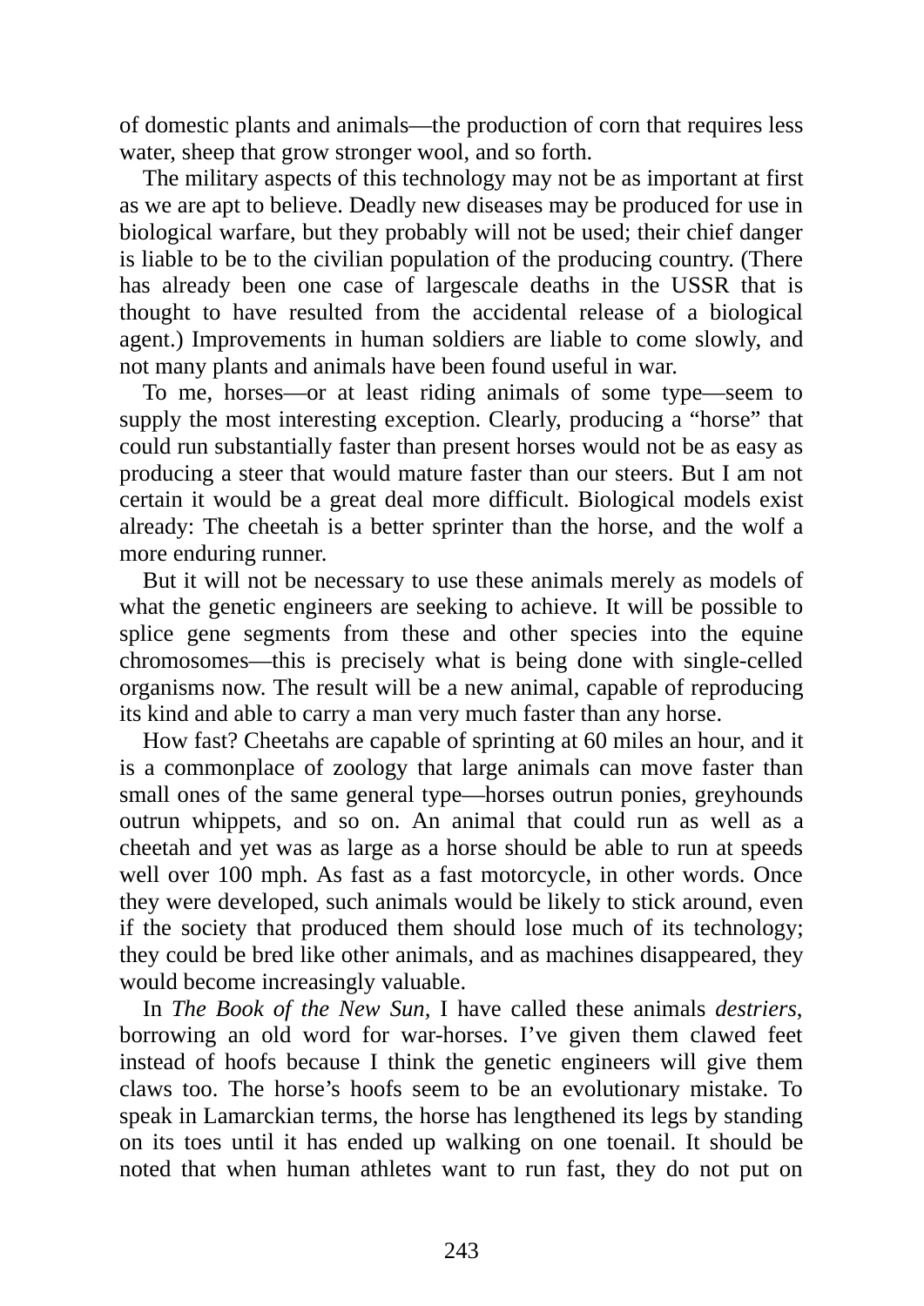of domestic plants and animals—the production of corn that requires less water, sheep that grow stronger wool, and so forth.

The military aspects of this technology may not be as important at first as we are apt to believe. Deadly new diseases may be produced for use in biological warfare, but they probably will not be used; their chief danger is liable to be to the civilian population of the producing country. (There has already been one case of largescale deaths in the USSR that is thought to have resulted from the accidental release of a biological agent.) Improvements in human soldiers are liable to come slowly, and not many plants and animals have been found useful in war.

To me, horses—or at least riding animals of some type—seem to supply the most interesting exception. Clearly, producing a "horse" that could run substantially faster than present horses would not be as easy as producing a steer that would mature faster than our steers. But I am not certain it would be a great deal more difficult. Biological models exist already: The cheetah is a better sprinter than the horse, and the wolf a more enduring runner.

But it will not be necessary to use these animals merely as models of what the genetic engineers are seeking to achieve. It will be possible to splice gene segments from these and other species into the equine chromosomes—this is precisely what is being done with single-celled organisms now. The result will be a new animal, capable of reproducing its kind and able to carry a man very much faster than any horse.

How fast? Cheetahs are capable of sprinting at 60 miles an hour, and it is a commonplace of zoology that large animals can move faster than small ones of the same general type—horses outrun ponies, greyhounds outrun whippets, and so on. An animal that could run as well as a cheetah and yet was as large as a horse should be able to run at speeds well over 100 mph. As fast as a fast motorcycle, in other words. Once they were developed, such animals would be likely to stick around, even if the society that produced them should lose much of its technology; they could be bred like other animals, and as machines disappeared, they would become increasingly valuable.

In *The Book of the New Sun,* I have called these animals *destriers,* borrowing an old word for war-horses. I've given them clawed feet instead of hoofs because I think the genetic engineers will give them claws too. The horse's hoofs seem to be an evolutionary mistake. To speak in Lamarckian terms, the horse has lengthened its legs by standing on its toes until it has ended up walking on one toenail. It should be noted that when human athletes want to run fast, they do not put on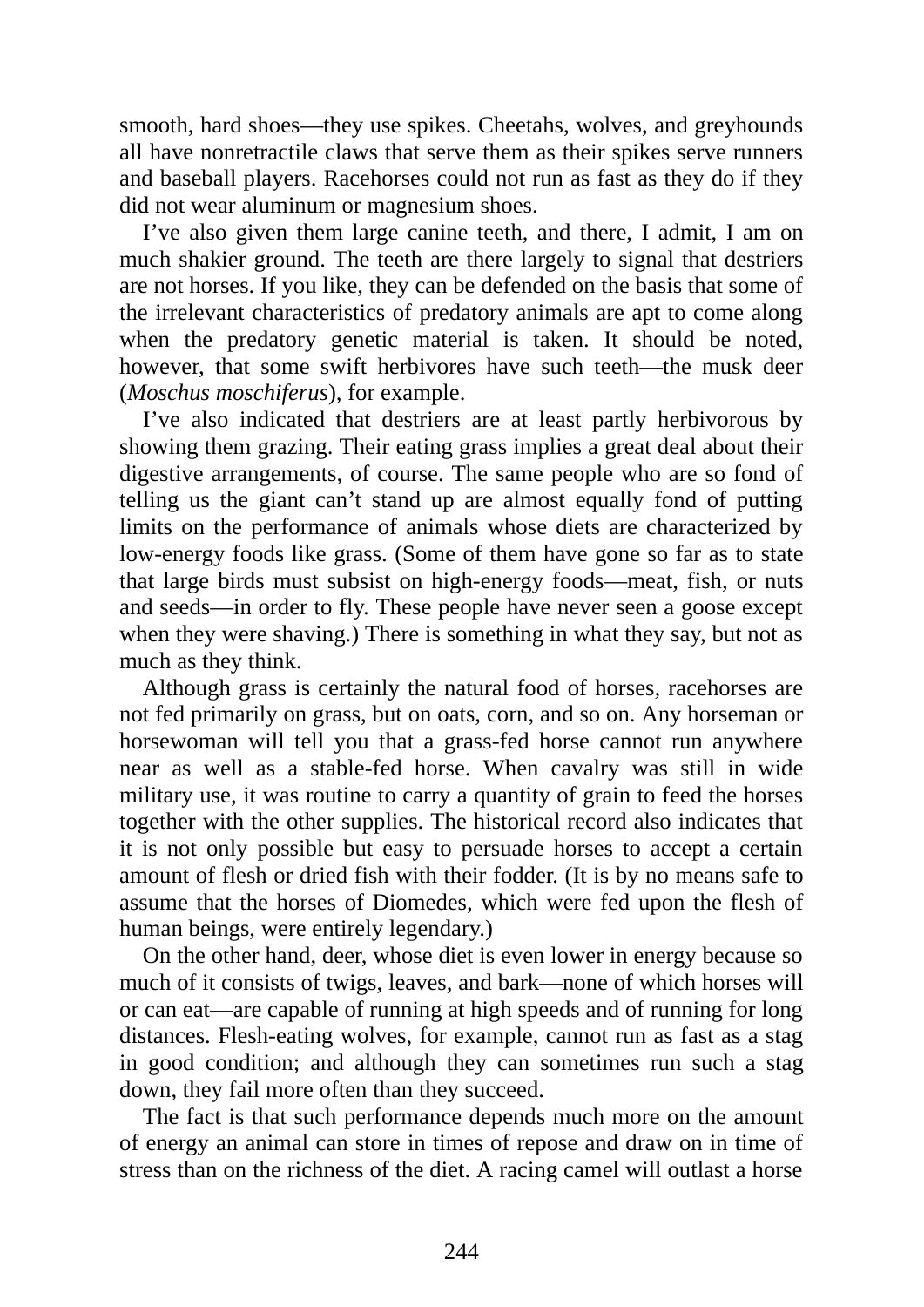smooth, hard shoes—they use spikes. Cheetahs, wolves, and greyhounds all have nonretractile claws that serve them as their spikes serve runners and baseball players. Racehorses could not run as fast as they do if they did not wear aluminum or magnesium shoes.

I've also given them large canine teeth, and there, I admit, I am on much shakier ground. The teeth are there largely to signal that destriers are not horses. If you like, they can be defended on the basis that some of the irrelevant characteristics of predatory animals are apt to come along when the predatory genetic material is taken. It should be noted, however, that some swift herbivores have such teeth—the musk deer (*Moschus moschiferus*), for example.

I've also indicated that destriers are at least partly herbivorous by showing them grazing. Their eating grass implies a great deal about their digestive arrangements, of course. The same people who are so fond of telling us the giant can't stand up are almost equally fond of putting limits on the performance of animals whose diets are characterized by low-energy foods like grass. (Some of them have gone so far as to state that large birds must subsist on high-energy foods—meat, fish, or nuts and seeds—in order to fly. These people have never seen a goose except when they were shaving.) There is something in what they say, but not as much as they think.

Although grass is certainly the natural food of horses, racehorses are not fed primarily on grass, but on oats, corn, and so on. Any horseman or horsewoman will tell you that a grass-fed horse cannot run anywhere near as well as a stable-fed horse. When cavalry was still in wide military use, it was routine to carry a quantity of grain to feed the horses together with the other supplies. The historical record also indicates that it is not only possible but easy to persuade horses to accept a certain amount of flesh or dried fish with their fodder. (It is by no means safe to assume that the horses of Diomedes, which were fed upon the flesh of human beings, were entirely legendary.)

On the other hand, deer, whose diet is even lower in energy because so much of it consists of twigs, leaves, and bark—none of which horses will or can eat—are capable of running at high speeds and of running for long distances. Flesh-eating wolves, for example, cannot run as fast as a stag in good condition; and although they can sometimes run such a stag down, they fail more often than they succeed.

The fact is that such performance depends much more on the amount of energy an animal can store in times of repose and draw on in time of stress than on the richness of the diet. A racing camel will outlast a horse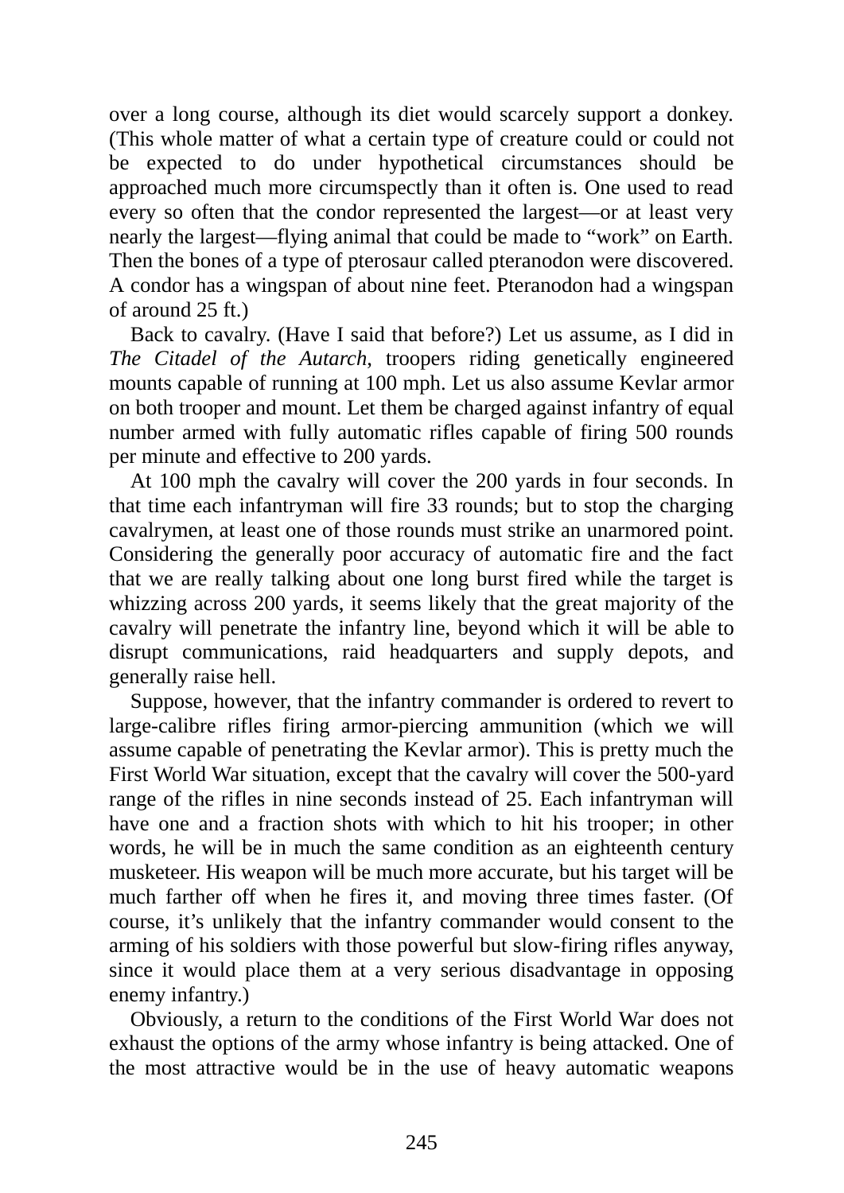over a long course, although its diet would scarcely support a donkey. (This whole matter of what a certain type of creature could or could not be expected to do under hypothetical circumstances should be approached much more circumspectly than it often is. One used to read every so often that the condor represented the largest—or at least very nearly the largest—flying animal that could be made to “work” on Earth. Then the bones of a type of pterosaur called pteranodon were discovered. A condor has a wingspan of about nine feet. Pteranodon had a wingspan of around 25 ft.)

Back to cavalry. (Have I said that before?) Let us assume, as I did in *The Citadel of the Autarch*, troopers riding genetically engineered mounts capable of running at 100 mph. Let us also assume Kevlar armor on both trooper and mount. Let them be charged against infantry of equal number armed with fully automatic rifles capable of firing 500 rounds per minute and effective to 200 yards.

At 100 mph the cavalry will cover the 200 yards in four seconds. In that time each infantryman will fire 33 rounds; but to stop the charging cavalrymen, at least one of those rounds must strike an unarmored point. Considering the generally poor accuracy of automatic fire and the fact that we are really talking about one long burst fired while the target is whizzing across 200 yards, it seems likely that the great majority of the cavalry will penetrate the infantry line, beyond which it will be able to disrupt communications, raid headquarters and supply depots, and generally raise hell.

Suppose, however, that the infantry commander is ordered to revert to large-calibre rifles firing armor-piercing ammunition (which we will assume capable of penetrating the Kevlar armor). This is pretty much the First World War situation, except that the cavalry will cover the 500-yard range of the rifles in nine seconds instead of 25. Each infantryman will have one and a fraction shots with which to hit his trooper; in other words, he will be in much the same condition as an eighteenth century musketeer. His weapon will be much more accurate, but his target will be much farther off when he fires it, and moving three times faster. (Of course, it’s unlikely that the infantry commander would consent to the arming of his soldiers with those powerful but slow-firing rifles anyway, since it would place them at a very serious disadvantage in opposing enemy infantry.)

Obviously, a return to the conditions of the First World War does not exhaust the options of the army whose infantry is being attacked. One of the most attractive would be in the use of heavy automatic weapons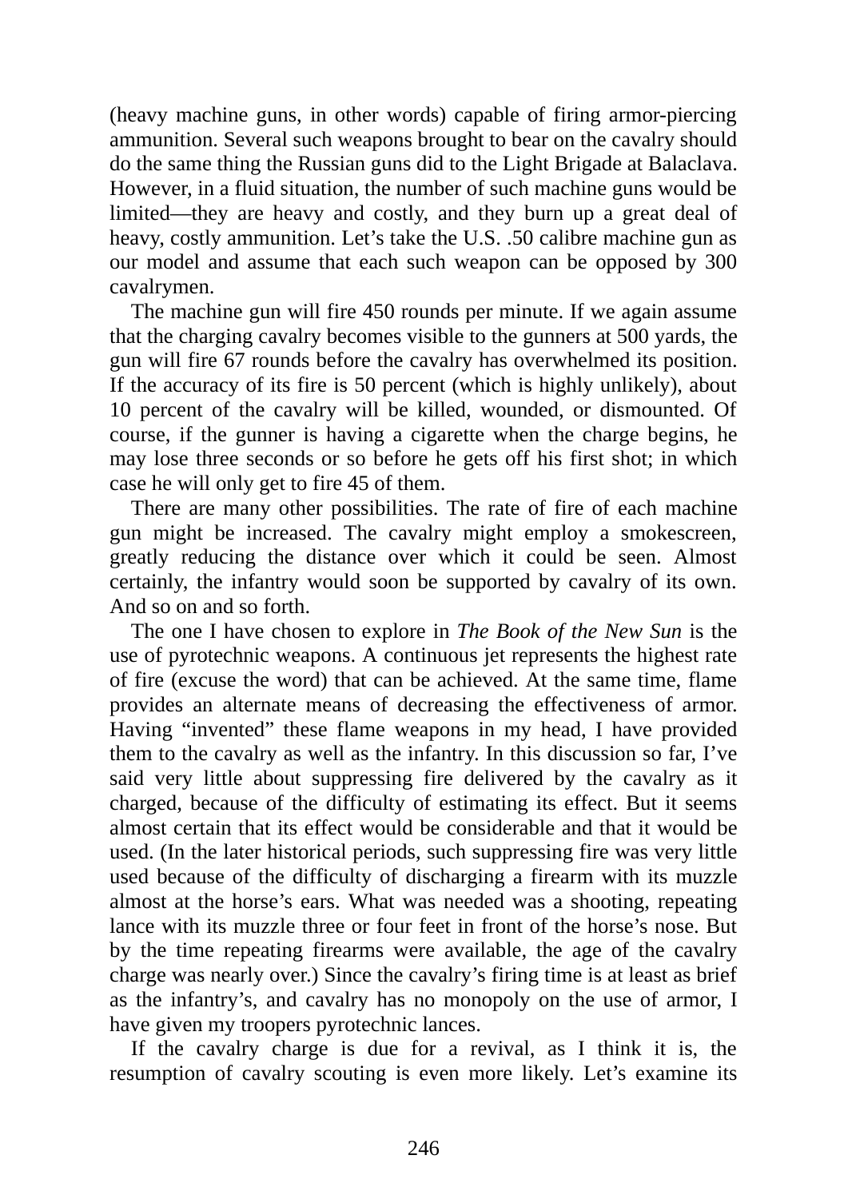(heavy machine guns, in other words) capable of firing armor-piercing ammunition. Several such weapons brought to bear on the cavalry should do the same thing the Russian guns did to the Light Brigade at Balaclava. However, in a fluid situation, the number of such machine guns would be limited—they are heavy and costly, and they burn up a great deal of heavy, costly ammunition. Let's take the U.S. .50 calibre machine gun as our model and assume that each such weapon can be opposed by 300 cavalrymen.

The machine gun will fire 450 rounds per minute. If we again assume that the charging cavalry becomes visible to the gunners at 500 yards, the gun will fire 67 rounds before the cavalry has overwhelmed its position. If the accuracy of its fire is 50 percent (which is highly unlikely), about 10 percent of the cavalry will be killed, wounded, or dismounted. Of course, if the gunner is having a cigarette when the charge begins, he may lose three seconds or so before he gets off his first shot; in which case he will only get to fire 45 of them.

There are many other possibilities. The rate of fire of each machine gun might be increased. The cavalry might employ a smokescreen, greatly reducing the distance over which it could be seen. Almost certainly, the infantry would soon be supported by cavalry of its own. And so on and so forth.

The one I have chosen to explore in *The Book of the New Sun* is the use of pyrotechnic weapons. A continuous jet represents the highest rate of fire (excuse the word) that can be achieved. At the same time, flame provides an alternate means of decreasing the effectiveness of armor. Having "invented" these flame weapons in my head, I have provided them to the cavalry as well as the infantry. In this discussion so far, I've said very little about suppressing fire delivered by the cavalry as it charged, because of the difficulty of estimating its effect. But it seems almost certain that its effect would be considerable and that it would be used. (In the later historical periods, such suppressing fire was very little used because of the difficulty of discharging a firearm with its muzzle almost at the horse's ears. What was needed was a shooting, repeating lance with its muzzle three or four feet in front of the horse's nose. But by the time repeating firearms were available, the age of the cavalry charge was nearly over.) Since the cavalry's firing time is at least as brief as the infantry's, and cavalry has no monopoly on the use of armor, I have given my troopers pyrotechnic lances.

If the cavalry charge is due for a revival, as I think it is, the resumption of cavalry scouting is even more likely. Let's examine its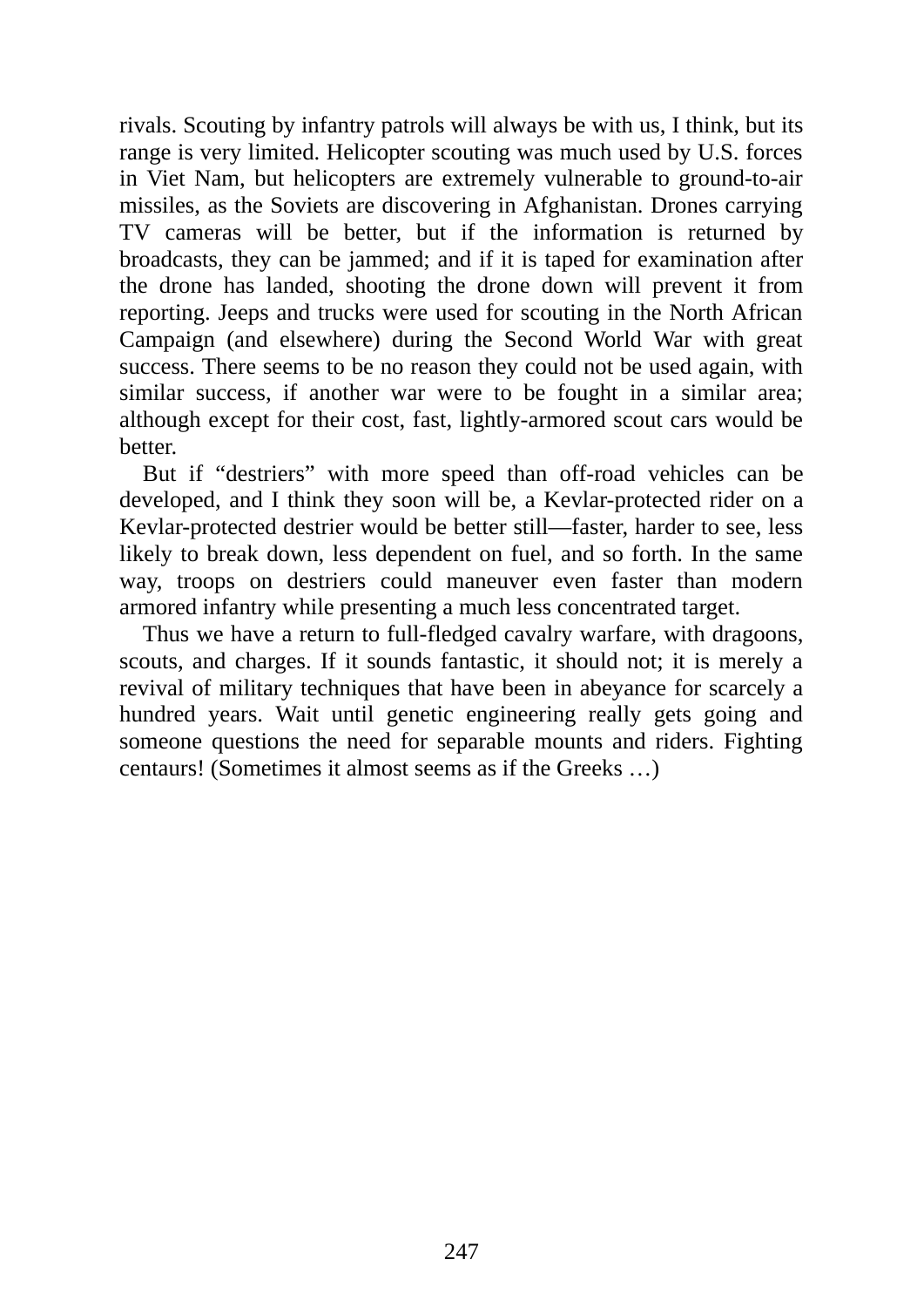rivals. Scouting by infantry patrols will always be with us, I think, but its range is very limited. Helicopter scouting was much used by U.S. forces in Viet Nam, but helicopters are extremely vulnerable to ground-to-air missiles, as the Soviets are discovering in Afghanistan. Drones carrying TV cameras will be better, but if the information is returned by broadcasts, they can be jammed; and if it is taped for examination after the drone has landed, shooting the drone down will prevent it from reporting. Jeeps and trucks were used for scouting in the North African Campaign (and elsewhere) during the Second World War with great success. There seems to be no reason they could not be used again, with similar success, if another war were to be fought in a similar area; although except for their cost, fast, lightly-armored scout cars would be better.

But if “destriers” with more speed than off-road vehicles can be developed, and I think they soon will be, a Kevlar-protected rider on a Kevlar-protected destrier would be better still—faster, harder to see, less likely to break down, less dependent on fuel, and so forth. In the same way, troops on destriers could maneuver even faster than modern armored infantry while presenting a much less concentrated target.

Thus we have a return to full-fledged cavalry warfare, with dragoons, scouts, and charges. If it sounds fantastic, it should not; it is merely a revival of military techniques that have been in abeyance for scarcely a hundred years. Wait until genetic engineering really gets going and someone questions the need for separable mounts and riders. Fighting centaurs! (Sometimes it almost seems as if the Greeks …)